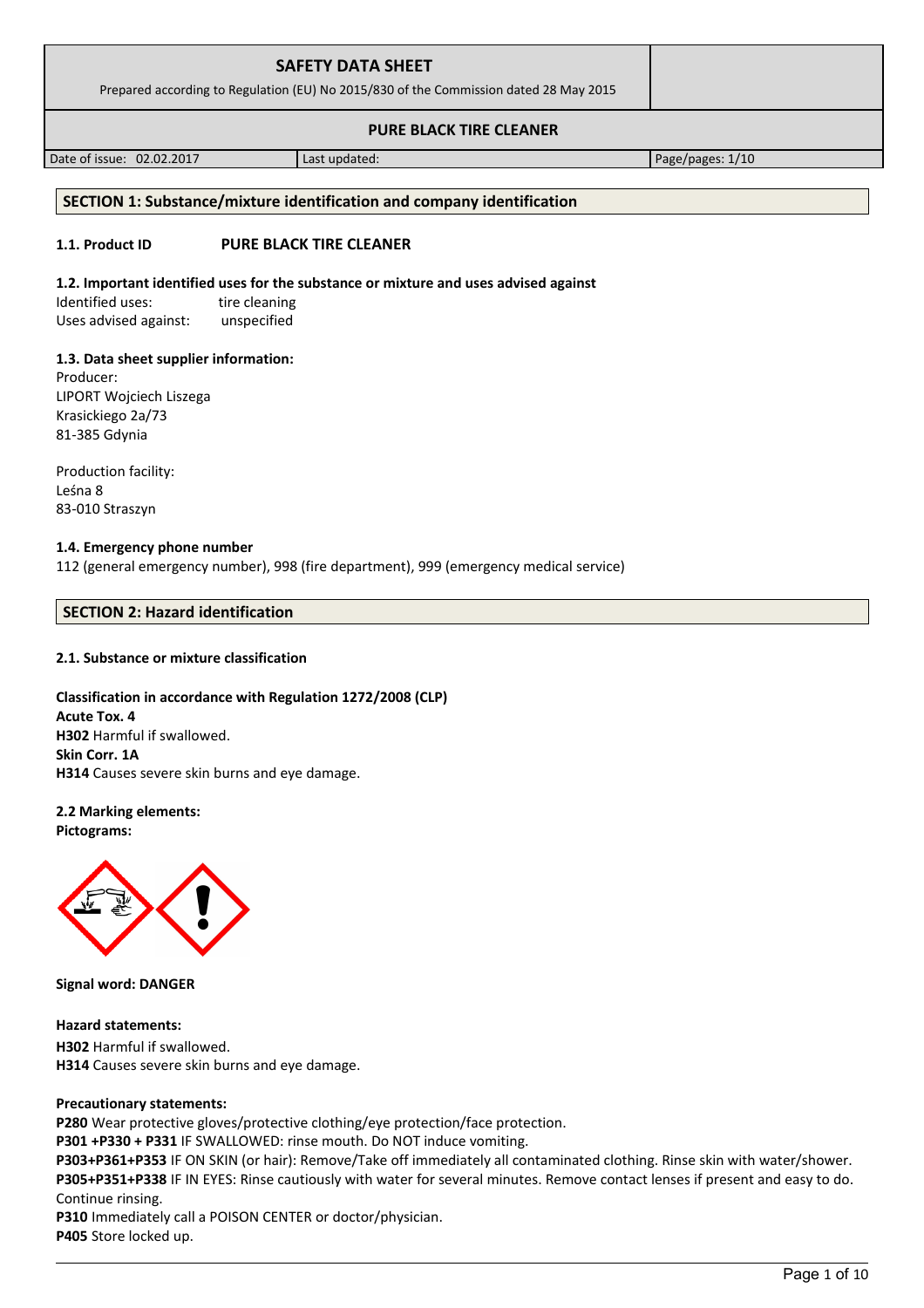# SAFETY DATA SHEET

Prepared according to Regulation (EU) No 2015/830 of the Commission dated 28 May 2015

**PURE BLACK TIRE CLEANER**

| Date of issue: 02.02.2017 | Last updated: | Page/pages: 1/10 |
|---|---|---|

## SECTION 1: Substance/mixture identification and company identification

**1.1. Product ID** **PURE BLACK TIRE CLEANER**

**1.2. Important identified uses for the substance or mixture and uses advised against**

Identified uses: tire cleaning
Uses advised against: unspecified

**1.3. Data sheet supplier information:**

Producer:
LIPORT Wojciech Liszega
Krasickiego 2a/73
81-385 Gdynia

Production facility:
Leśna 8
83-010 Straszyn

**1.4. Emergency phone number**

112 (general emergency number), 998 (fire department), 999 (emergency medical service)

## SECTION 2: Hazard identification

**2.1. Substance or mixture classification**

**Classification in accordance with Regulation 1272/2008 (CLP)**
**Acute Tox. 4**
**H302** Harmful if swallowed.
**Skin Corr. 1A**
**H314** Causes severe skin burns and eye damage.

**2.2 Marking elements:**
**Pictograms:**

**Signal word: DANGER**

**Hazard statements:**
**H302** Harmful if swallowed.
**H314** Causes severe skin burns and eye damage.

**Precautionary statements:**
**P280** Wear protective gloves/protective clothing/eye protection/face protection.
**P301 +P330 + P331** IF SWALLOWED: rinse mouth. Do NOT induce vomiting.
**P303+P361+P353** IF ON SKIN (or hair): Remove/Take off immediately all contaminated clothing. Rinse skin with water/shower.
**P305+P351+P338** IF IN EYES: Rinse cautiously with water for several minutes. Remove contact lenses if present and easy to do. Continue rinsing.
**P310** Immediately call a POISON CENTER or doctor/physician.
**P405** Store locked up.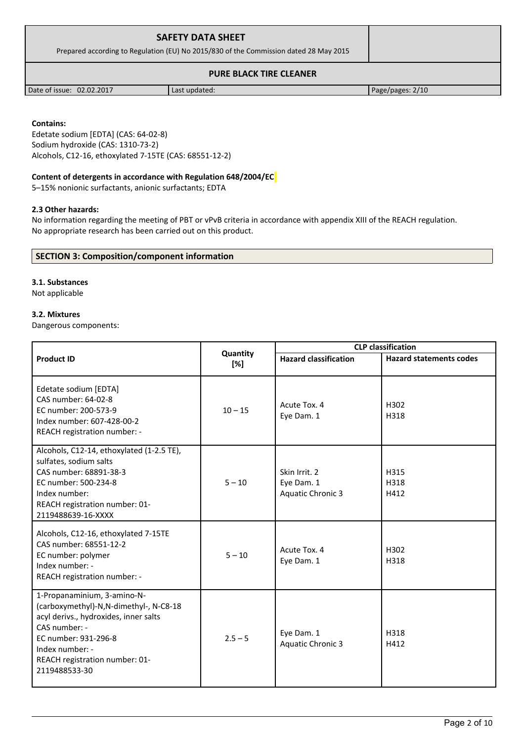**Contains:**
Edetate sodium [EDTA] (CAS: 64-02-8)
Sodium hydroxide (CAS: 1310-73-2)
Alcohols, C12-16, ethoxylated 7-15TE (CAS: 68551-12-2)

**Content of detergents in accordance with Regulation 648/2004/EC**
5–15% nonionic surfactants, anionic surfactants; EDTA

**2.3 Other hazards:**
No information regarding the meeting of PBT or vPvB criteria in accordance with appendix XIII of the REACH regulation.
No appropriate research has been carried out on this product.

## SECTION 3: Composition/component information

**3.1. Substances**
Not applicable

**3.2. Mixtures**
Dangerous components:

| Product ID | Quantity [%] | CLP classification | |
|---|---|---|---|
| | | **Hazard classification** | **Hazard statements codes** |
| Edetate sodium [EDTA]<br>CAS number: 64-02-8<br>EC number: 200-573-9<br>Index number: 607-428-00-2<br>REACH registration number: - | 10 – 15 | Acute Tox. 4<br>Eye Dam. 1 | H302<br>H318 |
| Alcohols, C12-14, ethoxylated (1-2.5 TE), sulfates, sodium salts<br>CAS number: 68891-38-3<br>EC number: 500-234-8<br>Index number:<br>REACH registration number: 01-2119488639-16-XXXX | 5 – 10 | Skin Irrit. 2<br>Eye Dam. 1<br>Aquatic Chronic 3 | H315<br>H318<br>H412 |
| Alcohols, C12-16, ethoxylated 7-15TE<br>CAS number: 68551-12-2<br>EC number: polymer<br>Index number: -<br>REACH registration number: - | 5 – 10 | Acute Tox. 4<br>Eye Dam. 1 | H302<br>H318 |
| 1-Propanaminium, 3-amino-N-(carboxymethyl)-N,N-dimethyl-, N-C8-18 acyl derivs., hydroxides, inner salts<br>CAS number: -<br>EC number: 931-296-8<br>Index number: -<br>REACH registration number: 01-2119488533-30 | 2.5 – 5 | Eye Dam. 1<br>Aquatic Chronic 3 | H318<br>H412 |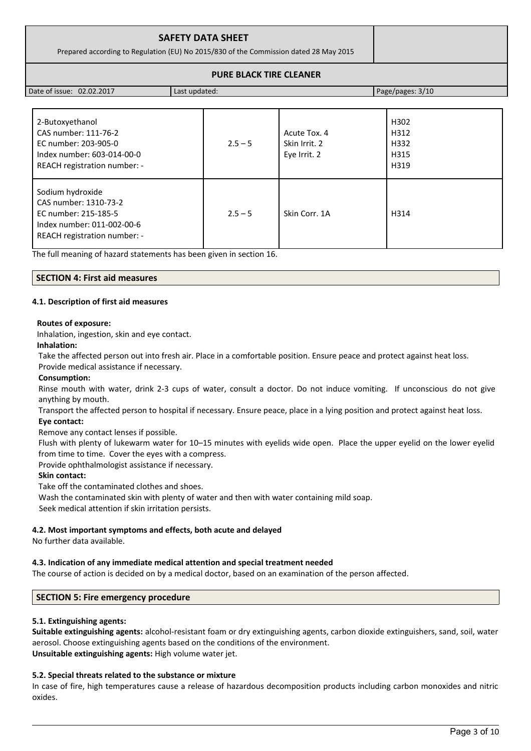| | | | |
|---|---|---|---|
| 2-Butoxyethanol<br>CAS number: 111-76-2<br>EC number: 203-905-0<br>Index number: 603-014-00-0<br>REACH registration number: - | 2.5 – 5 | Acute Tox. 4<br>Skin Irrit. 2<br>Eye Irrit. 2 | H302<br>H312<br>H332<br>H315<br>H319 |
| Sodium hydroxide<br>CAS number: 1310-73-2<br>EC number: 215-185-5<br>Index number: 011-002-00-6<br>REACH registration number: - | 2.5 – 5 | Skin Corr. 1A | H314 |

The full meaning of hazard statements has been given in section 16.

## SECTION 4: First aid measures

### 4.1. Description of first aid measures

**Routes of exposure:**

Inhalation, ingestion, skin and eye contact.

**Inhalation:**

Take the affected person out into fresh air. Place in a comfortable position. Ensure peace and protect against heat loss. Provide medical assistance if necessary.

**Consumption:**

Rinse mouth with water, drink 2-3 cups of water, consult a doctor. Do not induce vomiting. If unconscious do not give anything by mouth.

Transport the affected person to hospital if necessary. Ensure peace, place in a lying position and protect against heat loss.

**Eye contact:**

Remove any contact lenses if possible.

Flush with plenty of lukewarm water for 10–15 minutes with eyelids wide open. Place the upper eyelid on the lower eyelid from time to time. Cover the eyes with a compress.

Provide ophthalmologist assistance if necessary.

**Skin contact:**

Take off the contaminated clothes and shoes.

Wash the contaminated skin with plenty of water and then with water containing mild soap.

Seek medical attention if skin irritation persists.

### 4.2. Most important symptoms and effects, both acute and delayed

No further data available.

### 4.3. Indication of any immediate medical attention and special treatment needed

The course of action is decided on by a medical doctor, based on an examination of the person affected.

## SECTION 5: Fire emergency procedure

### 5.1. Extinguishing agents:

**Suitable extinguishing agents:** alcohol-resistant foam or dry extinguishing agents, carbon dioxide extinguishers, sand, soil, water aerosol. Choose extinguishing agents based on the conditions of the environment.

**Unsuitable extinguishing agents:** High volume water jet.

### 5.2. Special threats related to the substance or mixture

In case of fire, high temperatures cause a release of hazardous decomposition products including carbon monoxides and nitric oxides.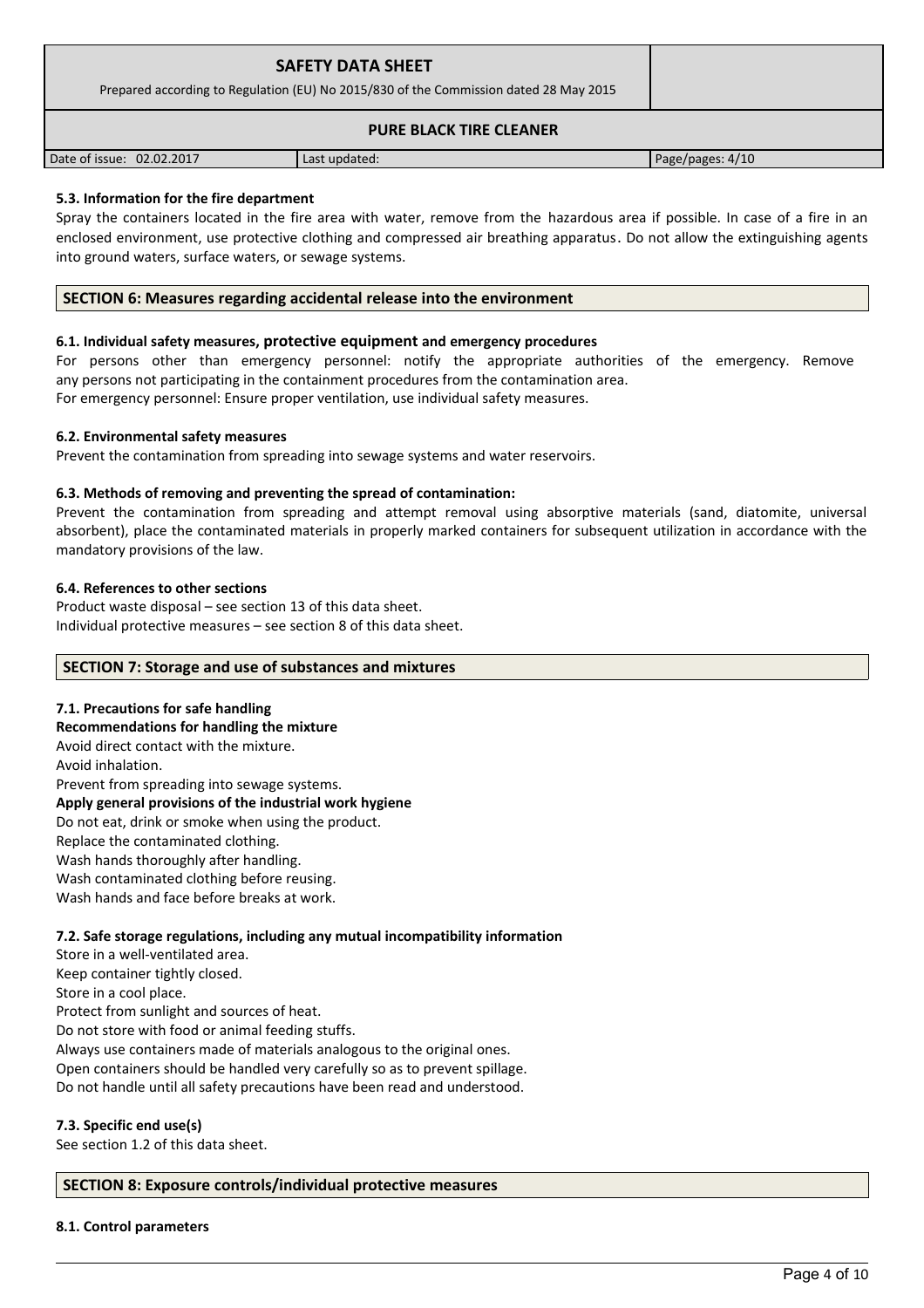### 5.3. Information for the fire department

Spray the containers located in the fire area with water, remove from the hazardous area if possible. In case of a fire in an enclosed environment, use protective clothing and compressed air breathing apparatus. Do not allow the extinguishing agents into ground waters, surface waters, or sewage systems.

## SECTION 6: Measures regarding accidental release into the environment

### 6.1. Individual safety measures, protective equipment and emergency procedures

For persons other than emergency personnel: notify the appropriate authorities of the emergency. Remove any persons not participating in the containment procedures from the contamination area.
For emergency personnel: Ensure proper ventilation, use individual safety measures.

### 6.2. Environmental safety measures

Prevent the contamination from spreading into sewage systems and water reservoirs.

### 6.3. Methods of removing and preventing the spread of contamination:

Prevent the contamination from spreading and attempt removal using absorptive materials (sand, diatomite, universal absorbent), place the contaminated materials in properly marked containers for subsequent utilization in accordance with the mandatory provisions of the law.

### 6.4. References to other sections

Product waste disposal – see section 13 of this data sheet.
Individual protective measures – see section 8 of this data sheet.

## SECTION 7: Storage and use of substances and mixtures

### 7.1. Precautions for safe handling

**Recommendations for handling the mixture**

Avoid direct contact with the mixture.
Avoid inhalation.
Prevent from spreading into sewage systems.

**Apply general provisions of the industrial work hygiene**

Do not eat, drink or smoke when using the product.
Replace the contaminated clothing.
Wash hands thoroughly after handling.
Wash contaminated clothing before reusing.
Wash hands and face before breaks at work.

### 7.2. Safe storage regulations, including any mutual incompatibility information

Store in a well-ventilated area.
Keep container tightly closed.
Store in a cool place.
Protect from sunlight and sources of heat.
Do not store with food or animal feeding stuffs.
Always use containers made of materials analogous to the original ones.
Open containers should be handled very carefully so as to prevent spillage.
Do not handle until all safety precautions have been read and understood.

### 7.3. Specific end use(s)

See section 1.2 of this data sheet.

## SECTION 8: Exposure controls/individual protective measures

### 8.1. Control parameters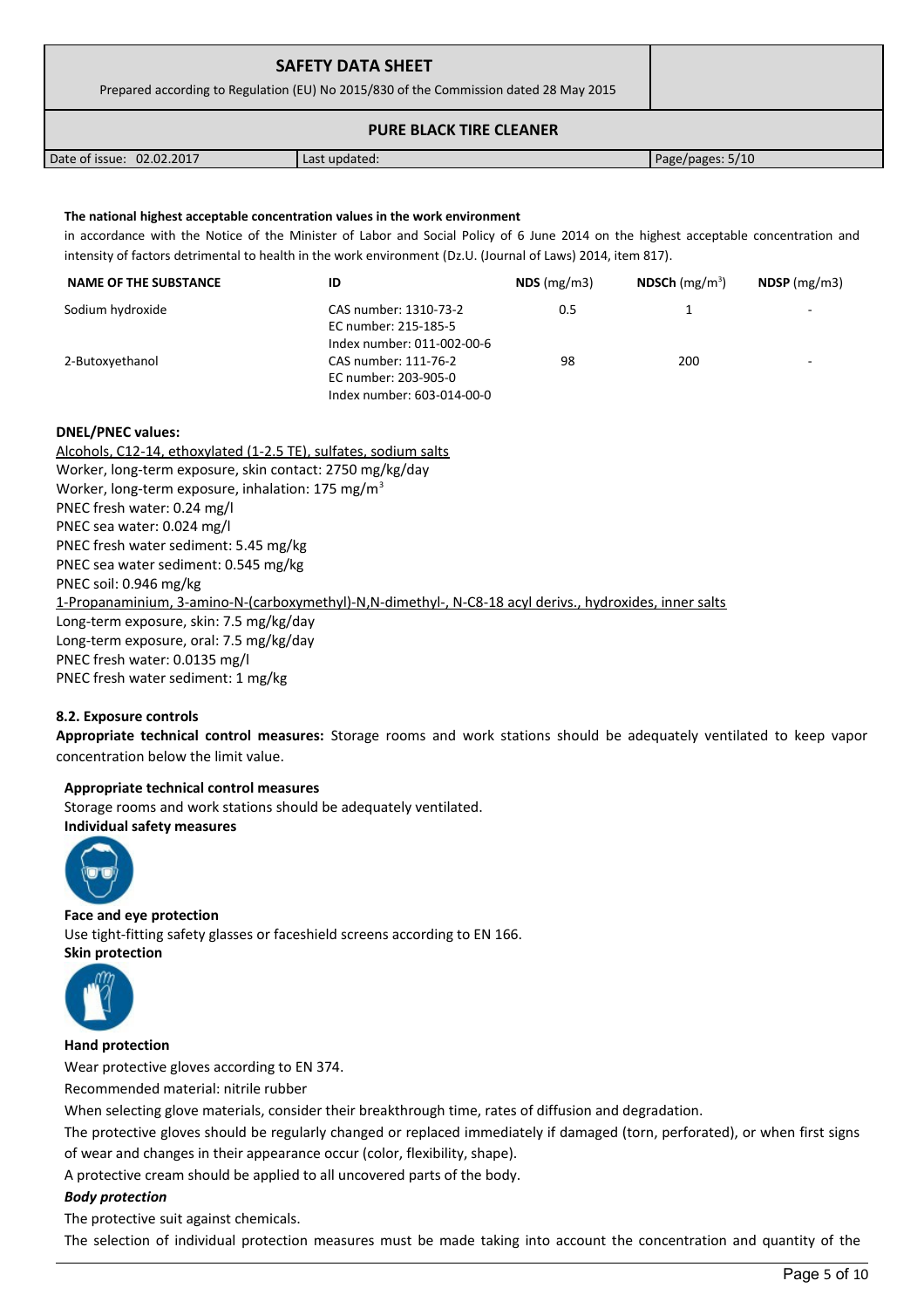**The national highest acceptable concentration values in the work environment**

in accordance with the Notice of the Minister of Labor and Social Policy of 6 June 2014 on the highest acceptable concentration and intensity of factors detrimental to health in the work environment (Dz.U. (Journal of Laws) 2014, item 817).

| NAME OF THE SUBSTANCE | ID | NDS (mg/m3) | NDSCh (mg/m$^3$) | NDSP (mg/m3) |
|---|---|---|---|---|
| Sodium hydroxide | CAS number: 1310-73-2<br>EC number: 215-185-5<br>Index number: 011-002-00-6 | 0.5 | 1 | - |
| 2-Butoxyethanol | CAS number: 111-76-2<br>EC number: 203-905-0<br>Index number: 603-014-00-0 | 98 | 200 | - |

**DNEL/PNEC values:**

Alcohols, C12-14, ethoxylated (1-2.5 TE), sulfates, sodium salts
Worker, long-term exposure, skin contact: 2750 mg/kg/day
Worker, long-term exposure, inhalation: 175 mg/m$^3$
PNEC fresh water: 0.24 mg/l
PNEC sea water: 0.024 mg/l
PNEC fresh water sediment: 5.45 mg/kg
PNEC sea water sediment: 0.545 mg/kg
PNEC soil: 0.946 mg/kg
1-Propanaminium, 3-amino-N-(carboxymethyl)-N,N-dimethyl-, N-C8-18 acyl derivs., hydroxides, inner salts
Long-term exposure, skin: 7.5 mg/kg/day
Long-term exposure, oral: 7.5 mg/kg/day
PNEC fresh water: 0.0135 mg/l
PNEC fresh water sediment: 1 mg/kg

**8.2. Exposure controls**

**Appropriate technical control measures:** Storage rooms and work stations should be adequately ventilated to keep vapor concentration below the limit value.

**Appropriate technical control measures**

Storage rooms and work stations should be adequately ventilated.

**Individual safety measures**

**Face and eye protection**

Use tight-fitting safety glasses or faceshield screens according to EN 166.

**Skin protection**

**Hand protection**

Wear protective gloves according to EN 374.

Recommended material: nitrile rubber

When selecting glove materials, consider their breakthrough time, rates of diffusion and degradation.

The protective gloves should be regularly changed or replaced immediately if damaged (torn, perforated), or when first signs of wear and changes in their appearance occur (color, flexibility, shape).

A protective cream should be applied to all uncovered parts of the body.

***Body protection***

The protective suit against chemicals.

The selection of individual protection measures must be made taking into account the concentration and quantity of the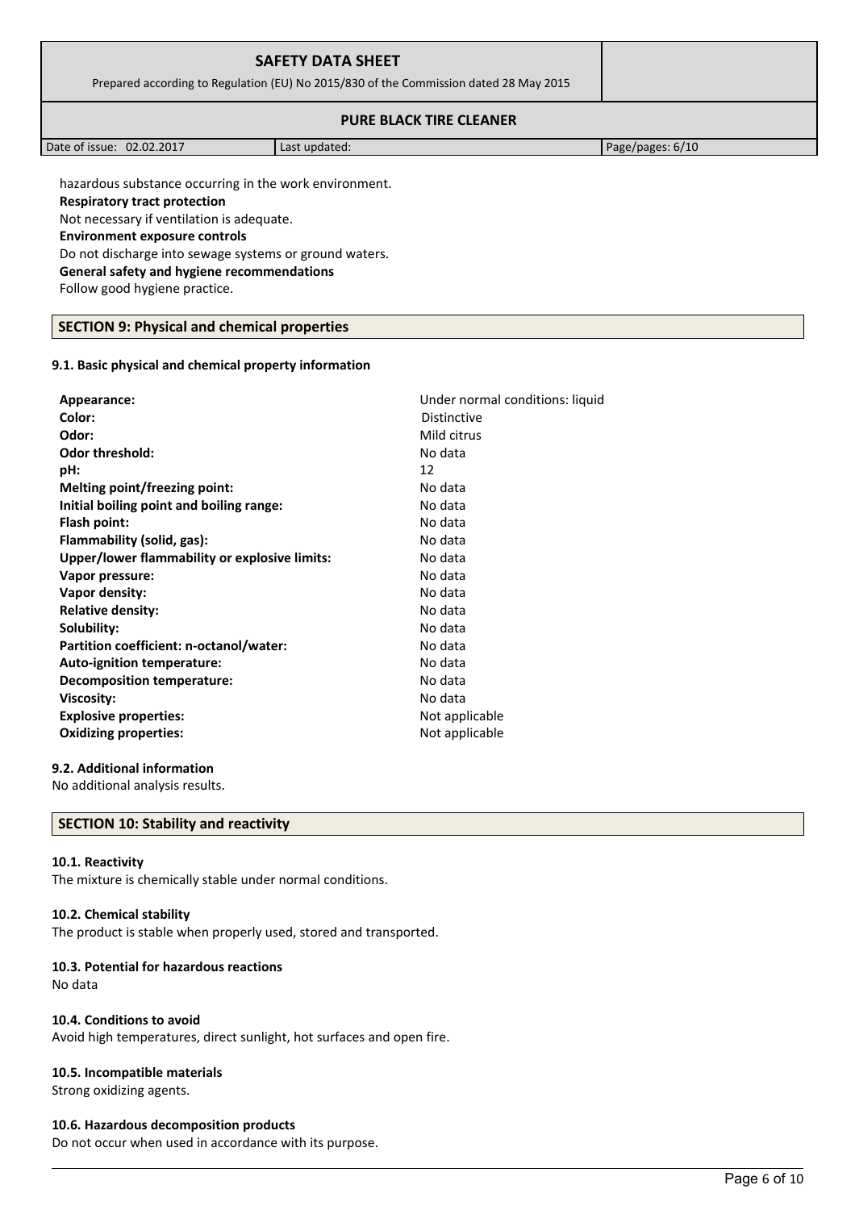hazardous substance occurring in the work environment.

**Respiratory tract protection**

Not necessary if ventilation is adequate.

**Environment exposure controls**

Do not discharge into sewage systems or ground waters.

**General safety and hygiene recommendations**

Follow good hygiene practice.

## SECTION 9: Physical and chemical properties

### 9.1. Basic physical and chemical property information

| | |
|---|---|
| **Appearance:** | Under normal conditions: liquid |
| **Color:** | Distinctive |
| **Odor:** | Mild citrus |
| **Odor threshold:** | No data |
| **pH:** | 12 |
| **Melting point/freezing point:** | No data |
| **Initial boiling point and boiling range:** | No data |
| **Flash point:** | No data |
| **Flammability (solid, gas):** | No data |
| **Upper/lower flammability or explosive limits:** | No data |
| **Vapor pressure:** | No data |
| **Vapor density:** | No data |
| **Relative density:** | No data |
| **Solubility:** | No data |
| **Partition coefficient: n-octanol/water:** | No data |
| **Auto-ignition temperature:** | No data |
| **Decomposition temperature:** | No data |
| **Viscosity:** | No data |
| **Explosive properties:** | Not applicable |
| **Oxidizing properties:** | Not applicable |

### 9.2. Additional information

No additional analysis results.

## SECTION 10: Stability and reactivity

### 10.1. Reactivity

The mixture is chemically stable under normal conditions.

### 10.2. Chemical stability

The product is stable when properly used, stored and transported.

### 10.3. Potential for hazardous reactions

No data

### 10.4. Conditions to avoid

Avoid high temperatures, direct sunlight, hot surfaces and open fire.

### 10.5. Incompatible materials

Strong oxidizing agents.

### 10.6. Hazardous decomposition products

Do not occur when used in accordance with its purpose.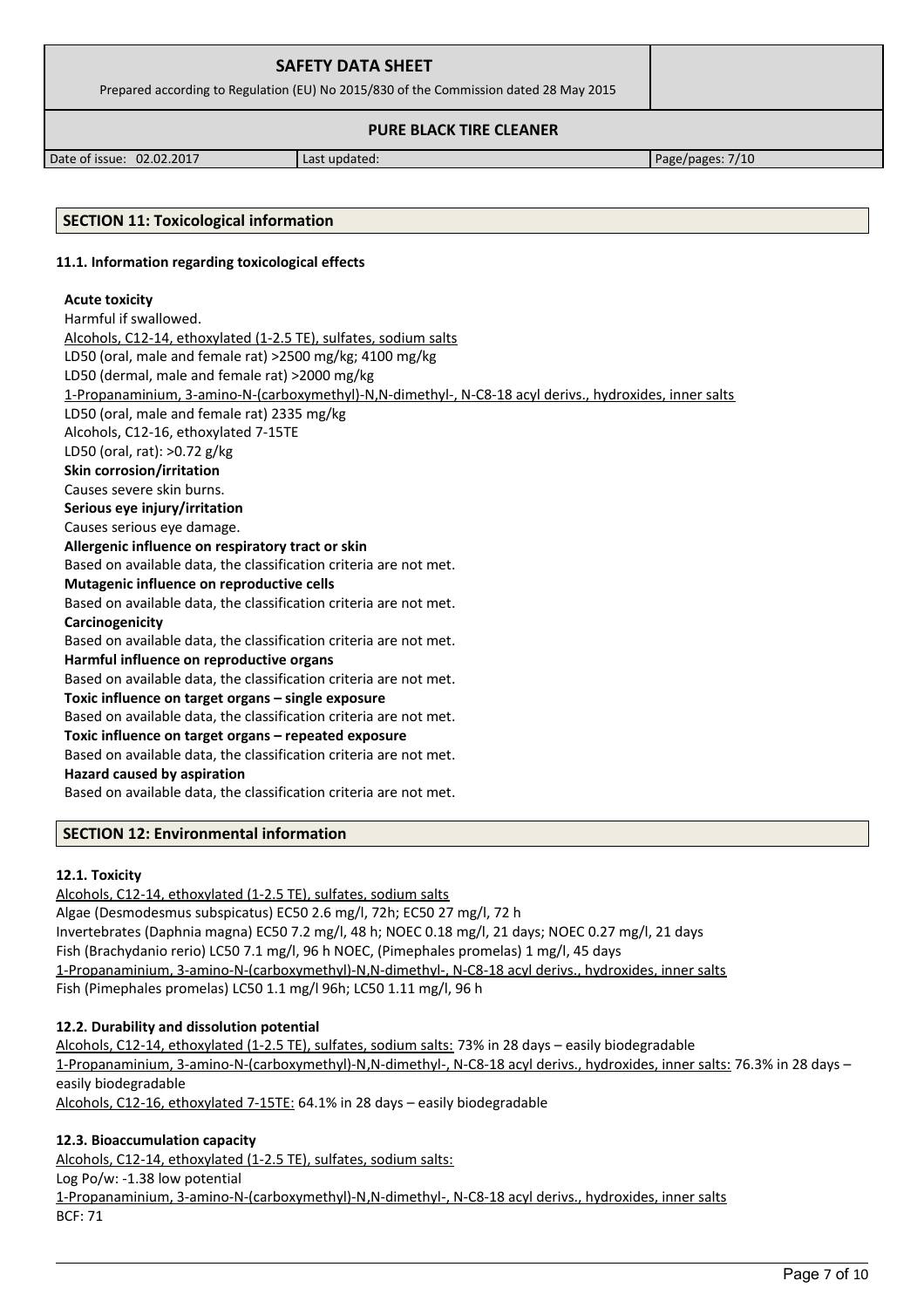## SECTION 11: Toxicological information

### 11.1. Information regarding toxicological effects

**Acute toxicity**

Harmful if swallowed.

Alcohols, C12-14, ethoxylated (1-2.5 TE), sulfates, sodium salts

LD50 (oral, male and female rat) >2500 mg/kg; 4100 mg/kg

LD50 (dermal, male and female rat) >2000 mg/kg

1-Propanaminium, 3-amino-N-(carboxymethyl)-N,N-dimethyl-, N-C8-18 acyl derivs., hydroxides, inner salts

LD50 (oral, male and female rat) 2335 mg/kg

Alcohols, C12-16, ethoxylated 7-15TE

LD50 (oral, rat): >0.72 g/kg

**Skin corrosion/irritation**

Causes severe skin burns.

**Serious eye injury/irritation**

Causes serious eye damage.

**Allergenic influence on respiratory tract or skin**

Based on available data, the classification criteria are not met.

**Mutagenic influence on reproductive cells**

Based on available data, the classification criteria are not met.

**Carcinogenicity**

Based on available data, the classification criteria are not met.

**Harmful influence on reproductive organs**

Based on available data, the classification criteria are not met.

**Toxic influence on target organs – single exposure**

Based on available data, the classification criteria are not met.

**Toxic influence on target organs – repeated exposure**

Based on available data, the classification criteria are not met.

**Hazard caused by aspiration**

Based on available data, the classification criteria are not met.

## SECTION 12: Environmental information

### 12.1. Toxicity

Alcohols, C12-14, ethoxylated (1-2.5 TE), sulfates, sodium salts

Algae (Desmodesmus subspicatus) EC50 2.6 mg/l, 72h; EC50 27 mg/l, 72 h

Invertebrates (Daphnia magna) EC50 7.2 mg/l, 48 h; NOEC 0.18 mg/l, 21 days; NOEC 0.27 mg/l, 21 days

Fish (Brachydanio rerio) LC50 7.1 mg/l, 96 h NOEC, (Pimephales promelas) 1 mg/l, 45 days

1-Propanaminium, 3-amino-N-(carboxymethyl)-N,N-dimethyl-, N-C8-18 acyl derivs., hydroxides, inner salts

Fish (Pimephales promelas) LC50 1.1 mg/l 96h; LC50 1.11 mg/l, 96 h

### 12.2. Durability and dissolution potential

Alcohols, C12-14, ethoxylated (1-2.5 TE), sulfates, sodium salts: 73% in 28 days – easily biodegradable

1-Propanaminium, 3-amino-N-(carboxymethyl)-N,N-dimethyl-, N-C8-18 acyl derivs., hydroxides, inner salts: 76.3% in 28 days – easily biodegradable

Alcohols, C12-16, ethoxylated 7-15TE: 64.1% in 28 days – easily biodegradable

### 12.3. Bioaccumulation capacity

Alcohols, C12-14, ethoxylated (1-2.5 TE), sulfates, sodium salts:

Log Po/w: -1.38 low potential

1-Propanaminium, 3-amino-N-(carboxymethyl)-N,N-dimethyl-, N-C8-18 acyl derivs., hydroxides, inner salts

BCF: 71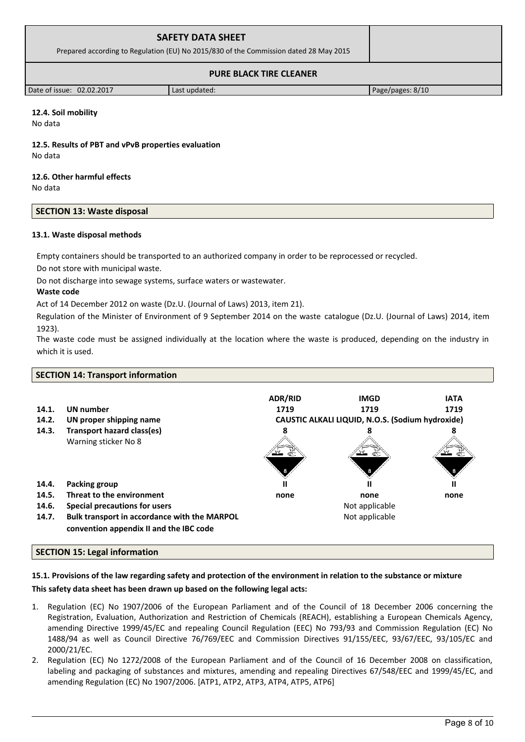#### 12.4. Soil mobility

No data

#### 12.5. Results of PBT and vPvB properties evaluation

No data

#### 12.6. Other harmful effects

No data

## SECTION 13: Waste disposal

#### 13.1. Waste disposal methods

Empty containers should be transported to an authorized company in order to be reprocessed or recycled.

Do not store with municipal waste.

Do not discharge into sewage systems, surface waters or wastewater.

**Waste code**

Act of 14 December 2012 on waste (Dz.U. (Journal of Laws) 2013, item 21).

Regulation of the Minister of Environment of 9 September 2014 on the waste catalogue (Dz.U. (Journal of Laws) 2014, item 1923).

The waste code must be assigned individually at the location where the waste is produced, depending on the industry in which it is used.

## SECTION 14: Transport information

| | | ADR/RID | IMGD | IATA |
|---|---|---|---|---|
| **14.1.** | **UN number** | **1719** | **1719** | **1719** |
| **14.2.** | **UN proper shipping name** | **CAUSTIC ALKALI LIQUID, N.O.S. (Sodium hydroxide)** | | |
| **14.3.** | **Transport hazard class(es)** Warning sticker No 8 | **8** | **8** | **8** |
| **14.4.** | **Packing group** | **II** | **II** | **II** |
| **14.5.** | **Threat to the environment** | **none** | **none** | **none** |
| **14.6.** | **Special precautions for users** | | Not applicable | |
| **14.7.** | **Bulk transport in accordance with the MARPOL convention appendix II and the IBC code** | | Not applicable | |

## SECTION 15: Legal information

#### 15.1. Provisions of the law regarding safety and protection of the environment in relation to the substance or mixture

**This safety data sheet has been drawn up based on the following legal acts:**

1. Regulation (EC) No 1907/2006 of the European Parliament and of the Council of 18 December 2006 concerning the Registration, Evaluation, Authorization and Restriction of Chemicals (REACH), establishing a European Chemicals Agency, amending Directive 1999/45/EC and repealing Council Regulation (EEC) No 793/93 and Commission Regulation (EC) No 1488/94 as well as Council Directive 76/769/EEC and Commission Directives 91/155/EEC, 93/67/EEC, 93/105/EC and 2000/21/EC.
2. Regulation (EC) No 1272/2008 of the European Parliament and of the Council of 16 December 2008 on classification, labeling and packaging of substances and mixtures, amending and repealing Directives 67/548/EEC and 1999/45/EC, and amending Regulation (EC) No 1907/2006. [ATP1, ATP2, ATP3, ATP4, ATP5, ATP6]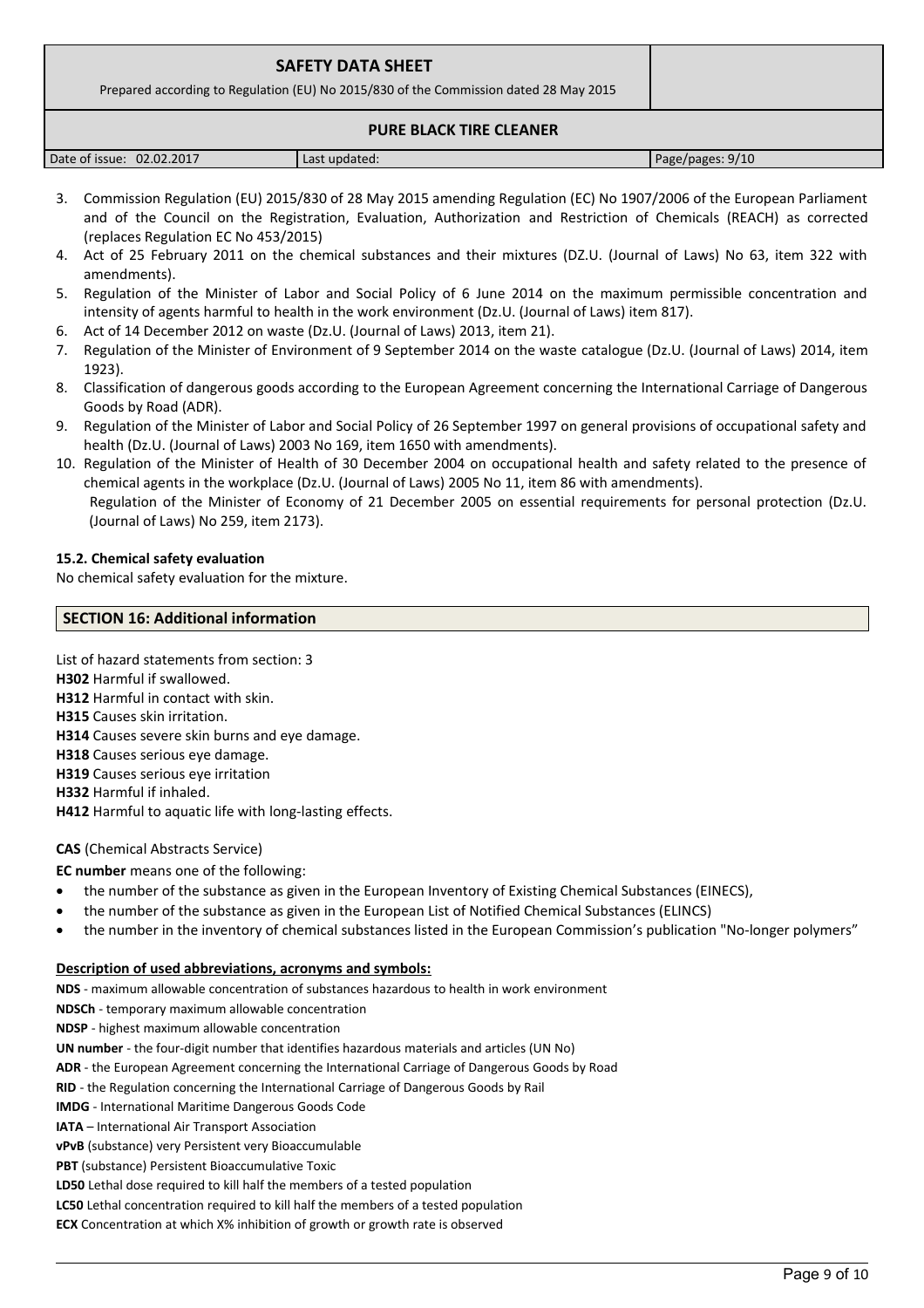3. Commission Regulation (EU) 2015/830 of 28 May 2015 amending Regulation (EC) No 1907/2006 of the European Parliament and of the Council on the Registration, Evaluation, Authorization and Restriction of Chemicals (REACH) as corrected (replaces Regulation EC No 453/2015)
4. Act of 25 February 2011 on the chemical substances and their mixtures (DZ.U. (Journal of Laws) No 63, item 322 with amendments).
5. Regulation of the Minister of Labor and Social Policy of 6 June 2014 on the maximum permissible concentration and intensity of agents harmful to health in the work environment (Dz.U. (Journal of Laws) item 817).
6. Act of 14 December 2012 on waste (Dz.U. (Journal of Laws) 2013, item 21).
7. Regulation of the Minister of Environment of 9 September 2014 on the waste catalogue (Dz.U. (Journal of Laws) 2014, item 1923).
8. Classification of dangerous goods according to the European Agreement concerning the International Carriage of Dangerous Goods by Road (ADR).
9. Regulation of the Minister of Labor and Social Policy of 26 September 1997 on general provisions of occupational safety and health (Dz.U. (Journal of Laws) 2003 No 169, item 1650 with amendments).
10. Regulation of the Minister of Health of 30 December 2004 on occupational health and safety related to the presence of chemical agents in the workplace (Dz.U. (Journal of Laws) 2005 No 11, item 86 with amendments).
    Regulation of the Minister of Economy of 21 December 2005 on essential requirements for personal protection (Dz.U. (Journal of Laws) No 259, item 2173).

### 15.2. Chemical safety evaluation

No chemical safety evaluation for the mixture.

## SECTION 16: Additional information

List of hazard statements from section: 3

**H302** Harmful if swallowed.
**H312** Harmful in contact with skin.
**H315** Causes skin irritation.
**H314** Causes severe skin burns and eye damage.
**H318** Causes serious eye damage.
**H319** Causes serious eye irritation
**H332** Harmful if inhaled.
**H412** Harmful to aquatic life with long-lasting effects.

**CAS** (Chemical Abstracts Service)

**EC number** means one of the following:

- the number of the substance as given in the European Inventory of Existing Chemical Substances (EINECS),
- the number of the substance as given in the European List of Notified Chemical Substances (ELINCS)
- the number in the inventory of chemical substances listed in the European Commission's publication "No-longer polymers"

**Description of used abbreviations, acronyms and symbols:**

**NDS** - maximum allowable concentration of substances hazardous to health in work environment
**NDSCh** - temporary maximum allowable concentration
**NDSP** - highest maximum allowable concentration
**UN number** - the four-digit number that identifies hazardous materials and articles (UN No)
**ADR** - the European Agreement concerning the International Carriage of Dangerous Goods by Road
**RID** - the Regulation concerning the International Carriage of Dangerous Goods by Rail
**IMDG** - International Maritime Dangerous Goods Code
**IATA** – International Air Transport Association
**vPvB** (substance) very Persistent very Bioaccumulable
**PBT** (substance) Persistent Bioaccumulative Toxic
**LD50** Lethal dose required to kill half the members of a tested population
**LC50** Lethal concentration required to kill half the members of a tested population
**ECX** Concentration at which X% inhibition of growth or growth rate is observed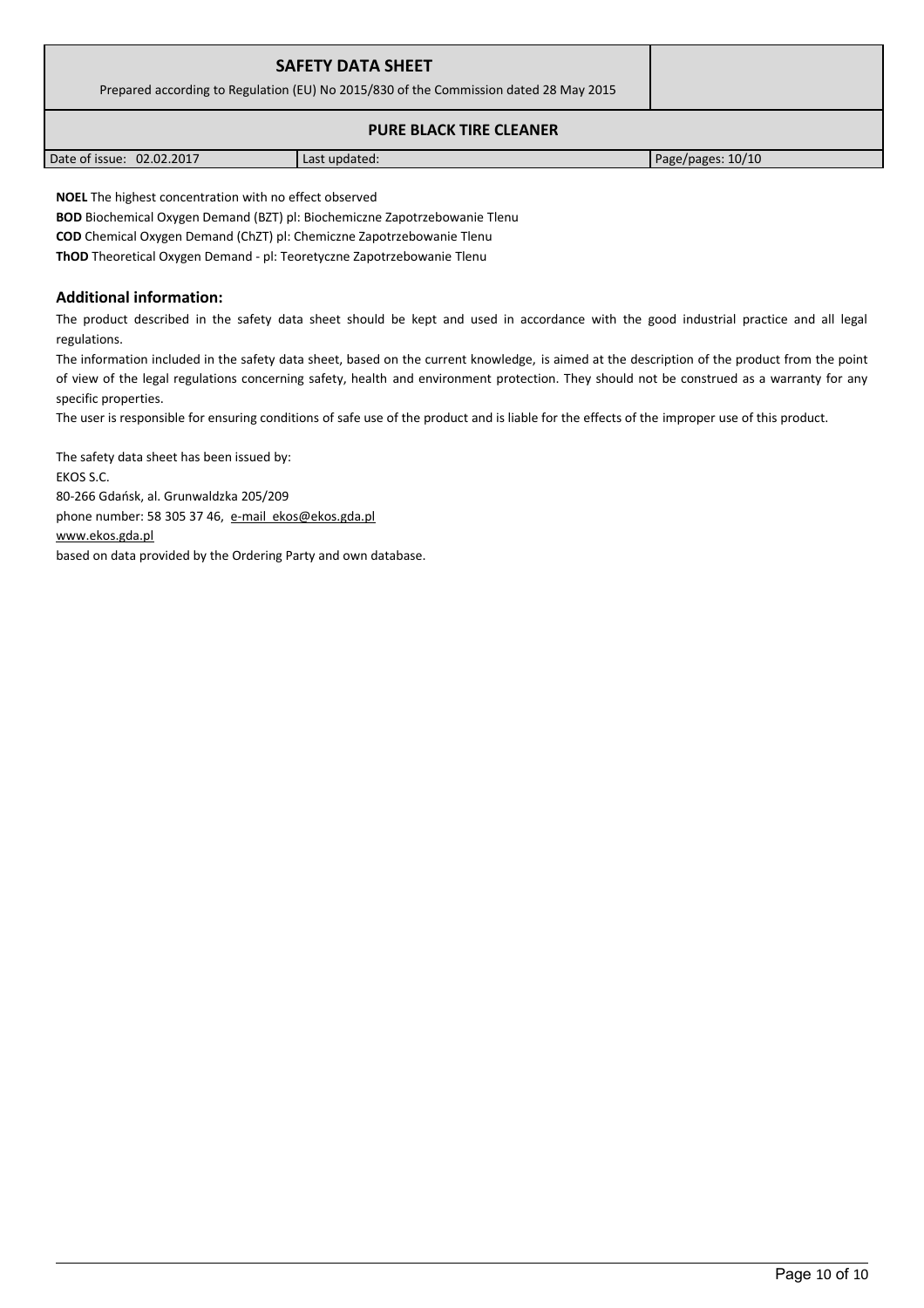**NOEL** The highest concentration with no effect observed

**BOD** Biochemical Oxygen Demand (BZT) pl: Biochemiczne Zapotrzebowanie Tlenu

**COD** Chemical Oxygen Demand (ChZT) pl: Chemiczne Zapotrzebowanie Tlenu

**ThOD** Theoretical Oxygen Demand - pl: Teoretyczne Zapotrzebowanie Tlenu

### Additional information:

The product described in the safety data sheet should be kept and used in accordance with the good industrial practice and all legal regulations.

The information included in the safety data sheet, based on the current knowledge, is aimed at the description of the product from the point of view of the legal regulations concerning safety, health and environment protection. They should not be construed as a warranty for any specific properties.

The user is responsible for ensuring conditions of safe use of the product and is liable for the effects of the improper use of this product.

The safety data sheet has been issued by:
EKOS S.C.
80-266 Gdańsk, al. Grunwaldzka 205/209
phone number: 58 305 37 46, e-mail ekos@ekos.gda.pl
www.ekos.gda.pl
based on data provided by the Ordering Party and own database.